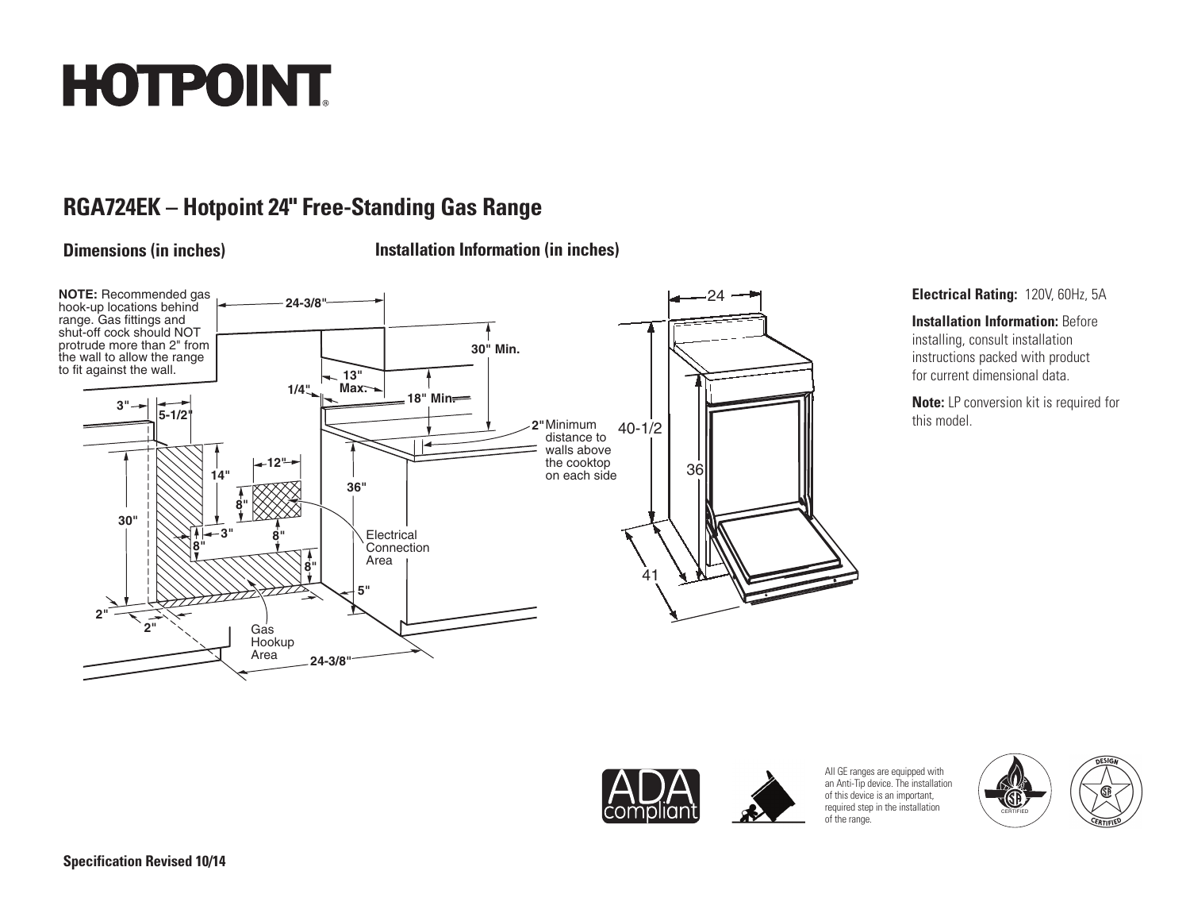# HOTPOINT

## RGA724EK – Hotpoint 24" Free-Standing Gas Range

### Dimensions (in inches)

### Installation Information (in inches)

**NOTE:** Recommended gas hook-up locations behind range. Gas fittings and shut-off cock should NOT protrude more than 2" from the wall to allow the range to fit against the wall.

24-3/8"

30" Min.

13" Max.

1/4"

18" Min.

3"

5-1/2"

2" Minimum distance to walls above the cooktop on each side

14"

12"

8"

36"

30"

3"

8"

8"

Electrical Connection Area

8"

5"

2"

2"

Gas Hookup Area

24-3/8"

24

40-1/2

36

41

**Electrical Rating:** 120V, 60Hz, 5A

**Installation Information:** Before installing, consult installation instructions packed with product for current dimensional data.

**Note:** LP conversion kit is required for this model.

ADA compliant

All GE ranges are equipped with an Anti-Tip device. The installation of this device is an important, required step in the installation of the range.

CERTIFIED

DESIGN CERTIFIED

**Specification Revised 10/14**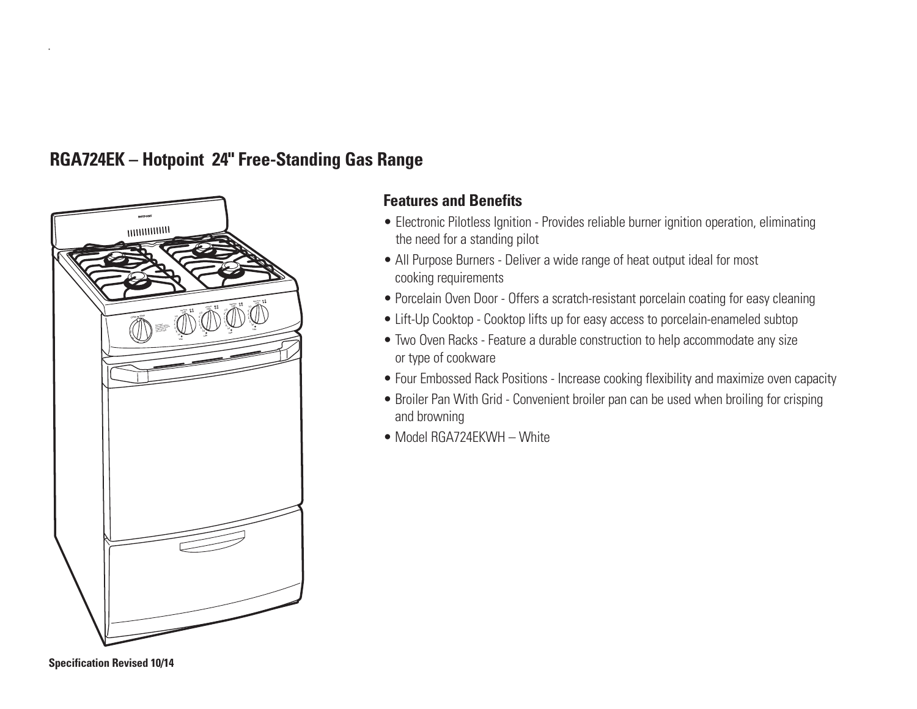## RGA724EK – Hotpoint 24" Free-Standing Gas Range

### Features and Benefits

- Electronic Pilotless Ignition - Provides reliable burner ignition operation, eliminating the need for a standing pilot
- All Purpose Burners - Deliver a wide range of heat output ideal for most cooking requirements
- Porcelain Oven Door - Offers a scratch-resistant porcelain coating for easy cleaning
- Lift-Up Cooktop - Cooktop lifts up for easy access to porcelain-enameled subtop
- Two Oven Racks - Feature a durable construction to help accommodate any size or type of cookware
- Four Embossed Rack Positions - Increase cooking flexibility and maximize oven capacity
- Broiler Pan With Grid - Convenient broiler pan can be used when broiling for crisping and browning
- Model RGA724EKWH – White

**Specification Revised 10/14**